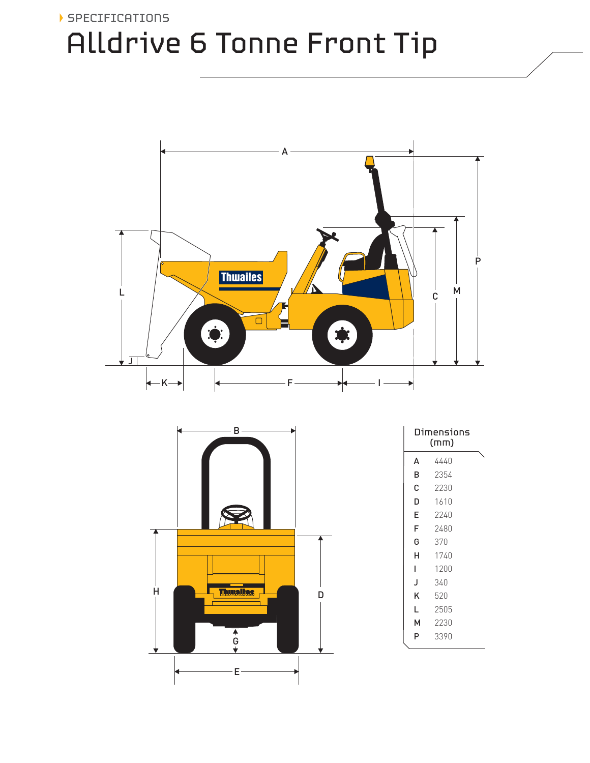SPECIFICATIONS

# Alldrive 6 Tonne Front Tip

| Dimensions (mm) | |
|---|---|
| A | 4440 |
| B | 2354 |
| C | 2230 |
| D | 1610 |
| E | 2240 |
| F | 2480 |
| G | 370 |
| H | 1740 |
| I | 1200 |
| J | 340 |
| K | 520 |
| L | 2505 |
| M | 2230 |
| P | 3390 |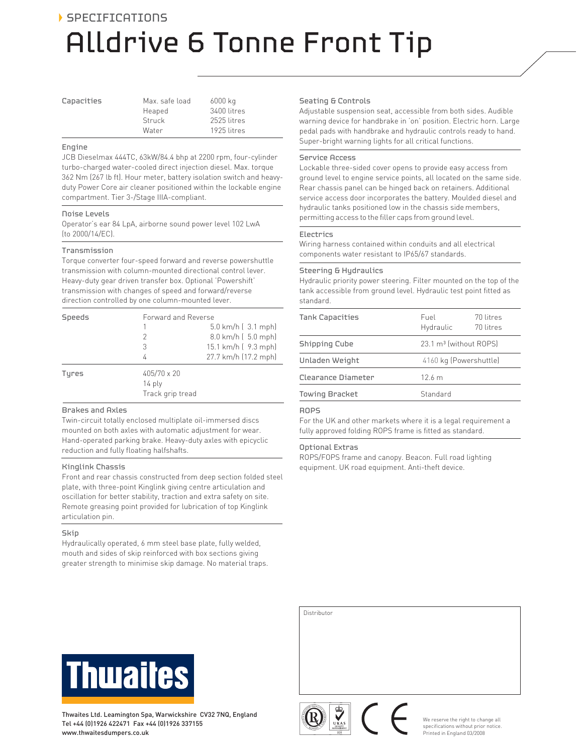SPECIFICATIONS

# Alldrive 6 Tonne Front Tip

| | | |
|---|---|---|
| Capacities | Max. safe load | 6000 kg |
| | Heaped | 3400 litres |
| | Struck | 2525 litres |
| | Water | 1925 litres |

### Engine

JCB Dieselmax 444TC, 63kW/84.4 bhp at 2200 rpm, four-cylinder turbo-charged water-cooled direct injection diesel. Max. torque 362 Nm (267 lb ft). Hour meter, battery isolation switch and heavy-duty Power Core air cleaner positioned within the lockable engine compartment. Tier 3-/Stage IIIA-compliant.

### Noise Levels

Operator's ear 84 LpA, airborne sound power level 102 LwA (to 2000/14/EC).

### Transmission

Torque converter four-speed forward and reverse powershuttle transmission with column-mounted directional control lever. Heavy-duty gear driven transfer box. Optional 'Powershift' transmission with changes of speed and forward/reverse direction controlled by one column-mounted lever.

| | | |
|---|---|---|
| Speeds | Forward and Reverse | |
| | 1 | 5.0 km/h ( 3.1 mph) |
| | 2 | 8.0 km/h ( 5.0 mph) |
| | 3 | 15.1 km/h ( 9.3 mph) |
| | 4 | 27.7 km/h (17.2 mph) |
| Tyres | 405/70 x 20 | |
| | 14 ply | |
| | Track grip tread | |

### Brakes and Axles

Twin-circuit totally enclosed multiplate oil-immersed discs mounted on both axles with automatic adjustment for wear. Hand-operated parking brake. Heavy-duty axles with epicyclic reduction and fully floating halfshafts.

### Kinglink Chassis

Front and rear chassis constructed from deep section folded steel plate, with three-point Kinglink giving centre articulation and oscillation for better stability, traction and extra safety on site. Remote greasing point provided for lubrication of top Kinglink articulation pin.

### Skip

Hydraulically operated, 6 mm steel base plate, fully welded, mouth and sides of skip reinforced with box sections giving greater strength to minimise skip damage. No material traps.

### Seating & Controls

Adjustable suspension seat, accessible from both sides. Audible warning device for handbrake in 'on' position. Electric horn. Large pedal pads with handbrake and hydraulic controls ready to hand. Super-bright warning lights for all critical functions.

### Service Access

Lockable three-sided cover opens to provide easy access from ground level to engine service points, all located on the same side. Rear chassis panel can be hinged back on retainers. Additional service access door incorporates the battery. Moulded diesel and hydraulic tanks positioned low in the chassis side members, permitting access to the filler caps from ground level.

### Electrics

Wiring harness contained within conduits and all electrical components water resistant to IP65/67 standards.

### Steering & Hydraulics

Hydraulic priority power steering. Filter mounted on the top of the tank accessible from ground level. Hydraulic test point fitted as standard.

| | | |
|---|---|---|
| Tank Capacities | Fuel | 70 litres |
| | Hydraulic | 70 litres |
| Shipping Cube | 23.1 m³ (without ROPS) | |
| Unladen Weight | 4160 kg (Powershuttle) | |
| Clearance Diameter | 12.6 m | |
| Towing Bracket | Standard | |

### ROPS

For the UK and other markets where it is a legal requirement a fully approved folding ROPS frame is fitted as standard.

### Optional Extras

ROPS/FOPS frame and canopy. Beacon. Full road lighting equipment. UK road equipment. Anti-theft device.

Distributor

Thwaites

Thwaites Ltd. Leamington Spa, Warwickshire CV32 7NQ, England
Tel +44 (0)1926 422471 Fax +44 (0)1926 337155
www.thwaitesdumpers.co.uk

We reserve the right to change all specifications without prior notice.
Printed in England 03/2008